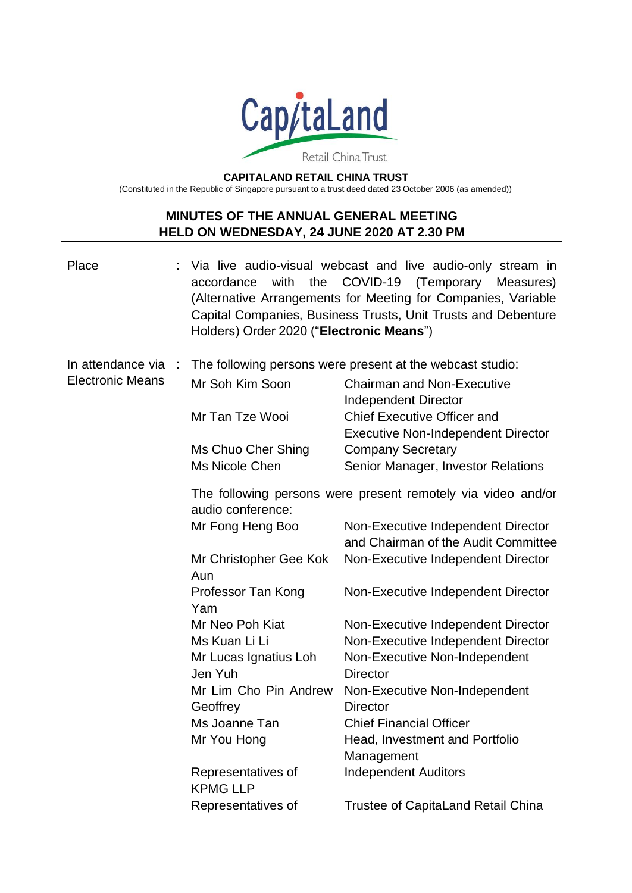CapitaLand

Retail China Trust

**CAPITALAND RETAIL CHINA TRUST**

(Constituted in the Republic of Singapore pursuant to a trust deed dated 23 October 2006 (as amended))

## MINUTES OF THE ANNUAL GENERAL MEETING HELD ON WEDNESDAY, 24 JUNE 2020 AT 2.30 PM

Place : Via live audio-visual webcast and live audio-only stream in accordance with the COVID-19 (Temporary Measures) (Alternative Arrangements for Meeting for Companies, Variable Capital Companies, Business Trusts, Unit Trusts and Debenture Holders) Order 2020 ("**Electronic Means**")

In attendance via Electronic Means : The following persons were present at the webcast studio:

| | |
|---|---|
| Mr Soh Kim Soon | Chairman and Non-Executive Independent Director |
| Mr Tan Tze Wooi | Chief Executive Officer and Executive Non-Independent Director |
| Ms Chuo Cher Shing | Company Secretary |
| Ms Nicole Chen | Senior Manager, Investor Relations |

The following persons were present remotely via video and/or audio conference:

| | |
|---|---|
| Mr Fong Heng Boo | Non-Executive Independent Director and Chairman of the Audit Committee |
| Mr Christopher Gee Kok Aun | Non-Executive Independent Director |
| Professor Tan Kong Yam | Non-Executive Independent Director |
| Mr Neo Poh Kiat | Non-Executive Independent Director |
| Ms Kuan Li Li | Non-Executive Independent Director |
| Mr Lucas Ignatius Loh Jen Yuh | Non-Executive Non-Independent Director |
| Mr Lim Cho Pin Andrew Geoffrey | Non-Executive Non-Independent Director |
| Ms Joanne Tan | Chief Financial Officer |
| Mr You Hong | Head, Investment and Portfolio Management |
| Representatives of KPMG LLP | Independent Auditors |
| Representatives of | Trustee of CapitaLand Retail China |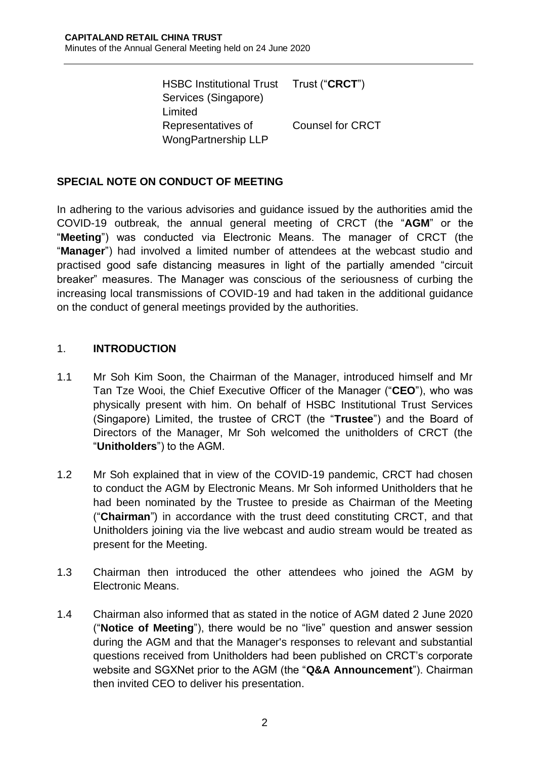| | |
|---|---|
| HSBC Institutional Trust Services (Singapore) Limited | Trust ("**CRCT**") |
| Representatives of WongPartnership LLP | Counsel for CRCT |

## SPECIAL NOTE ON CONDUCT OF MEETING

In adhering to the various advisories and guidance issued by the authorities amid the COVID-19 outbreak, the annual general meeting of CRCT (the "**AGM**" or the "**Meeting**") was conducted via Electronic Means. The manager of CRCT (the "**Manager**") had involved a limited number of attendees at the webcast studio and practised good safe distancing measures in light of the partially amended "circuit breaker" measures. The Manager was conscious of the seriousness of curbing the increasing local transmissions of COVID-19 and had taken in the additional guidance on the conduct of general meetings provided by the authorities.

## 1. INTRODUCTION

1.1 Mr Soh Kim Soon, the Chairman of the Manager, introduced himself and Mr Tan Tze Wooi, the Chief Executive Officer of the Manager ("**CEO**"), who was physically present with him. On behalf of HSBC Institutional Trust Services (Singapore) Limited, the trustee of CRCT (the "**Trustee**") and the Board of Directors of the Manager, Mr Soh welcomed the unitholders of CRCT (the "**Unitholders**") to the AGM.

1.2 Mr Soh explained that in view of the COVID-19 pandemic, CRCT had chosen to conduct the AGM by Electronic Means. Mr Soh informed Unitholders that he had been nominated by the Trustee to preside as Chairman of the Meeting ("**Chairman**") in accordance with the trust deed constituting CRCT, and that Unitholders joining via the live webcast and audio stream would be treated as present for the Meeting.

1.3 Chairman then introduced the other attendees who joined the AGM by Electronic Means.

1.4 Chairman also informed that as stated in the notice of AGM dated 2 June 2020 ("**Notice of Meeting**"), there would be no "live" question and answer session during the AGM and that the Manager's responses to relevant and substantial questions received from Unitholders had been published on CRCT's corporate website and SGXNet prior to the AGM (the "**Q&A Announcement**"). Chairman then invited CEO to deliver his presentation.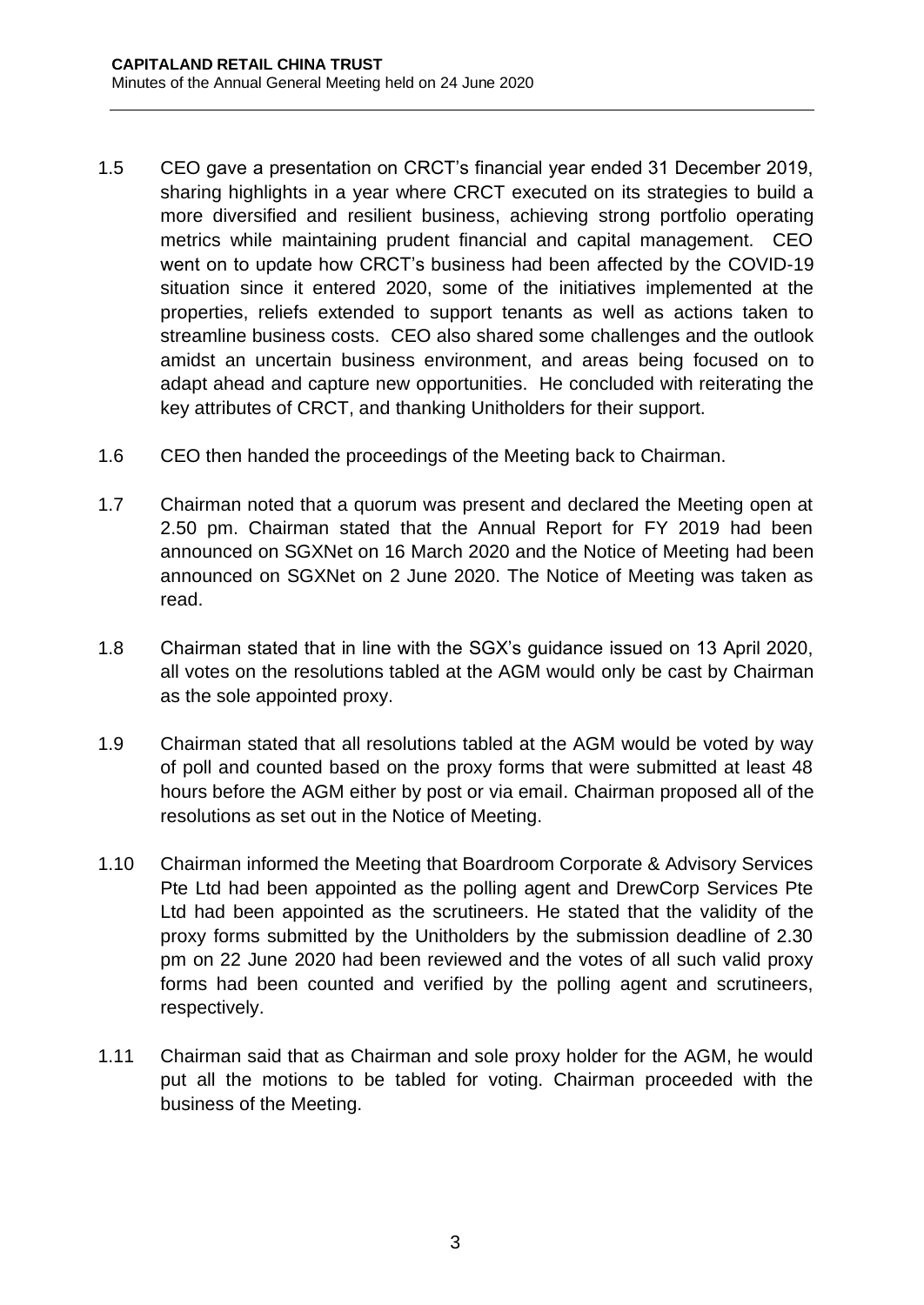1.5 CEO gave a presentation on CRCT's financial year ended 31 December 2019, sharing highlights in a year where CRCT executed on its strategies to build a more diversified and resilient business, achieving strong portfolio operating metrics while maintaining prudent financial and capital management. CEO went on to update how CRCT's business had been affected by the COVID-19 situation since it entered 2020, some of the initiatives implemented at the properties, reliefs extended to support tenants as well as actions taken to streamline business costs. CEO also shared some challenges and the outlook amidst an uncertain business environment, and areas being focused on to adapt ahead and capture new opportunities. He concluded with reiterating the key attributes of CRCT, and thanking Unitholders for their support.

1.6 CEO then handed the proceedings of the Meeting back to Chairman.

1.7 Chairman noted that a quorum was present and declared the Meeting open at 2.50 pm. Chairman stated that the Annual Report for FY 2019 had been announced on SGXNet on 16 March 2020 and the Notice of Meeting had been announced on SGXNet on 2 June 2020. The Notice of Meeting was taken as read.

1.8 Chairman stated that in line with the SGX's guidance issued on 13 April 2020, all votes on the resolutions tabled at the AGM would only be cast by Chairman as the sole appointed proxy.

1.9 Chairman stated that all resolutions tabled at the AGM would be voted by way of poll and counted based on the proxy forms that were submitted at least 48 hours before the AGM either by post or via email. Chairman proposed all of the resolutions as set out in the Notice of Meeting.

1.10 Chairman informed the Meeting that Boardroom Corporate & Advisory Services Pte Ltd had been appointed as the polling agent and DrewCorp Services Pte Ltd had been appointed as the scrutineers. He stated that the validity of the proxy forms submitted by the Unitholders by the submission deadline of 2.30 pm on 22 June 2020 had been reviewed and the votes of all such valid proxy forms had been counted and verified by the polling agent and scrutineers, respectively.

1.11 Chairman said that as Chairman and sole proxy holder for the AGM, he would put all the motions to be tabled for voting. Chairman proceeded with the business of the Meeting.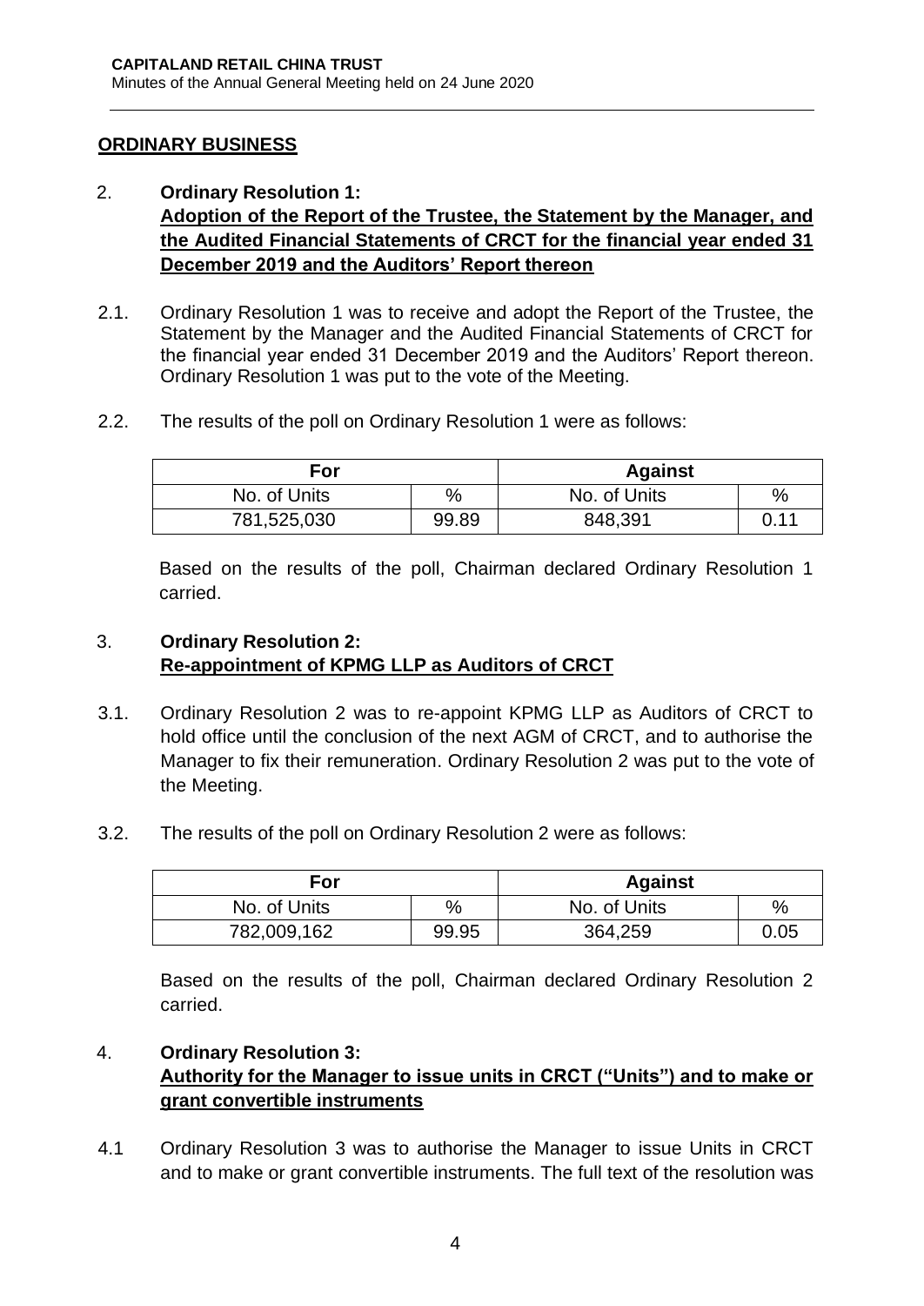## ORDINARY BUSINESS

2. **Ordinary Resolution 1:**
**Adoption of the Report of the Trustee, the Statement by the Manager, and the Audited Financial Statements of CRCT for the financial year ended 31 December 2019 and the Auditors' Report thereon**

2.1. Ordinary Resolution 1 was to receive and adopt the Report of the Trustee, the Statement by the Manager and the Audited Financial Statements of CRCT for the financial year ended 31 December 2019 and the Auditors' Report thereon. Ordinary Resolution 1 was put to the vote of the Meeting.

2.2. The results of the poll on Ordinary Resolution 1 were as follows:

| For | | Against | |
|---|---|---|---|
| No. of Units | % | No. of Units | % |
| 781,525,030 | 99.89 | 848,391 | 0.11 |

Based on the results of the poll, Chairman declared Ordinary Resolution 1 carried.

3. **Ordinary Resolution 2:**
**Re-appointment of KPMG LLP as Auditors of CRCT**

3.1. Ordinary Resolution 2 was to re-appoint KPMG LLP as Auditors of CRCT to hold office until the conclusion of the next AGM of CRCT, and to authorise the Manager to fix their remuneration. Ordinary Resolution 2 was put to the vote of the Meeting.

3.2. The results of the poll on Ordinary Resolution 2 were as follows:

| For | | Against | |
|---|---|---|---|
| No. of Units | % | No. of Units | % |
| 782,009,162 | 99.95 | 364,259 | 0.05 |

Based on the results of the poll, Chairman declared Ordinary Resolution 2 carried.

4. **Ordinary Resolution 3:**
**Authority for the Manager to issue units in CRCT ("Units") and to make or grant convertible instruments**

4.1 Ordinary Resolution 3 was to authorise the Manager to issue Units in CRCT and to make or grant convertible instruments. The full text of the resolution was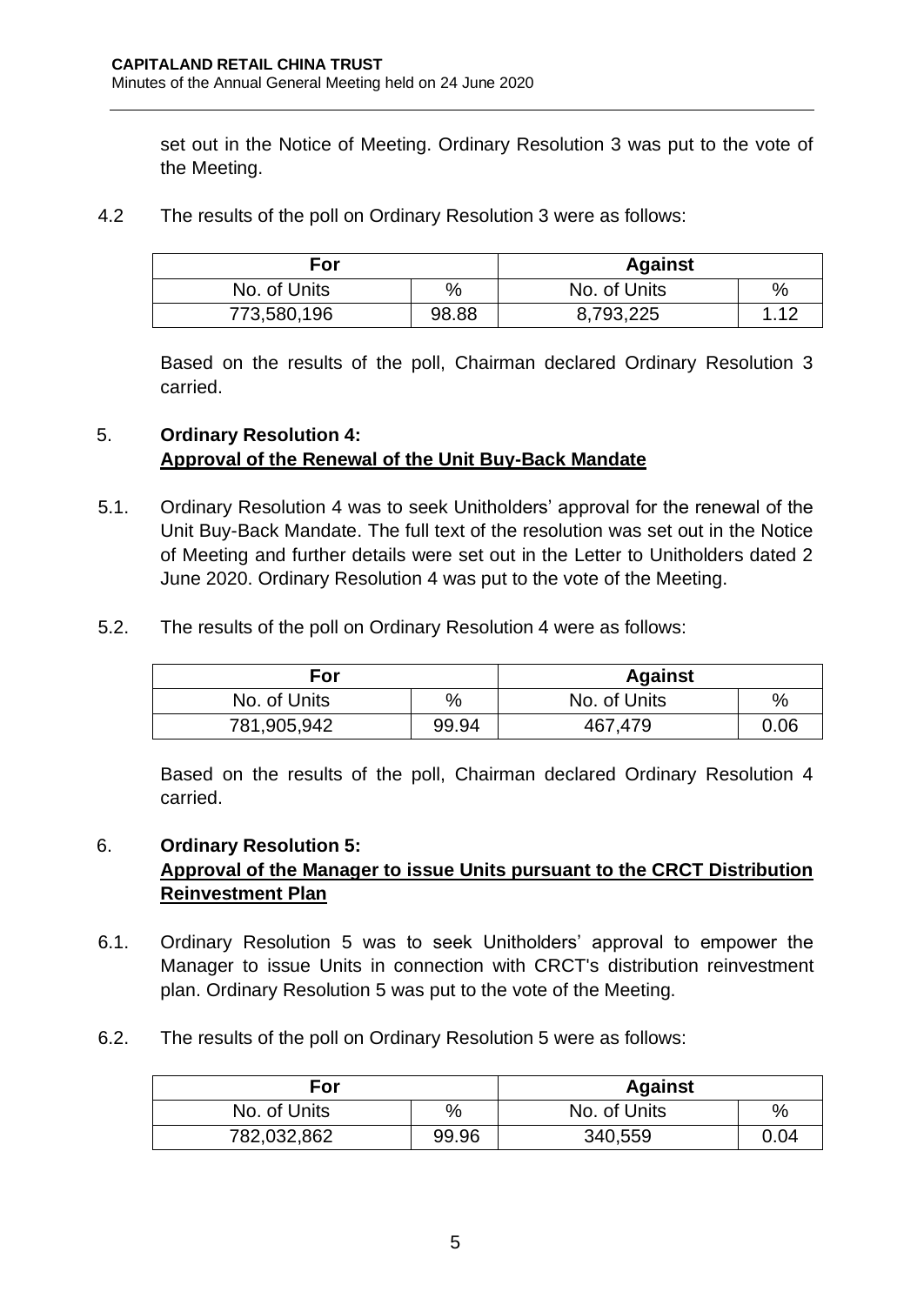set out in the Notice of Meeting. Ordinary Resolution 3 was put to the vote of the Meeting.

4.2 The results of the poll on Ordinary Resolution 3 were as follows:

| For | | Against | |
|---|---|---|---|
| No. of Units | % | No. of Units | % |
| 773,580,196 | 98.88 | 8,793,225 | 1.12 |

Based on the results of the poll, Chairman declared Ordinary Resolution 3 carried.

## 5. Ordinary Resolution 4: <u>Approval of the Renewal of the Unit Buy-Back Mandate</u>

5.1. Ordinary Resolution 4 was to seek Unitholders' approval for the renewal of the Unit Buy-Back Mandate. The full text of the resolution was set out in the Notice of Meeting and further details were set out in the Letter to Unitholders dated 2 June 2020. Ordinary Resolution 4 was put to the vote of the Meeting.

5.2. The results of the poll on Ordinary Resolution 4 were as follows:

| For | | Against | |
|---|---|---|---|
| No. of Units | % | No. of Units | % |
| 781,905,942 | 99.94 | 467,479 | 0.06 |

Based on the results of the poll, Chairman declared Ordinary Resolution 4 carried.

## 6. Ordinary Resolution 5: <u>Approval of the Manager to issue Units pursuant to the CRCT Distribution Reinvestment Plan</u>

6.1. Ordinary Resolution 5 was to seek Unitholders' approval to empower the Manager to issue Units in connection with CRCT's distribution reinvestment plan. Ordinary Resolution 5 was put to the vote of the Meeting.

6.2. The results of the poll on Ordinary Resolution 5 were as follows:

| For | | Against | |
|---|---|---|---|
| No. of Units | % | No. of Units | % |
| 782,032,862 | 99.96 | 340,559 | 0.04 |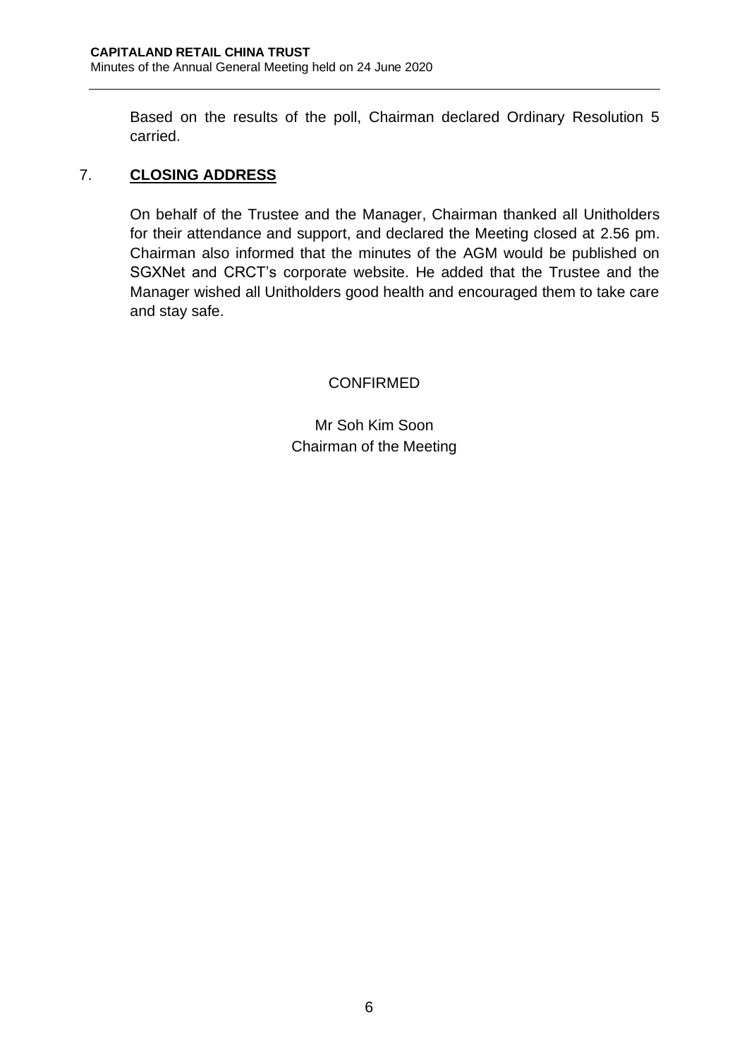Based on the results of the poll, Chairman declared Ordinary Resolution 5 carried.

## 7. **CLOSING ADDRESS**

On behalf of the Trustee and the Manager, Chairman thanked all Unitholders for their attendance and support, and declared the Meeting closed at 2.56 pm. Chairman also informed that the minutes of the AGM would be published on SGXNet and CRCT's corporate website. He added that the Trustee and the Manager wished all Unitholders good health and encouraged them to take care and stay safe.

CONFIRMED

Mr Soh Kim Soon
Chairman of the Meeting